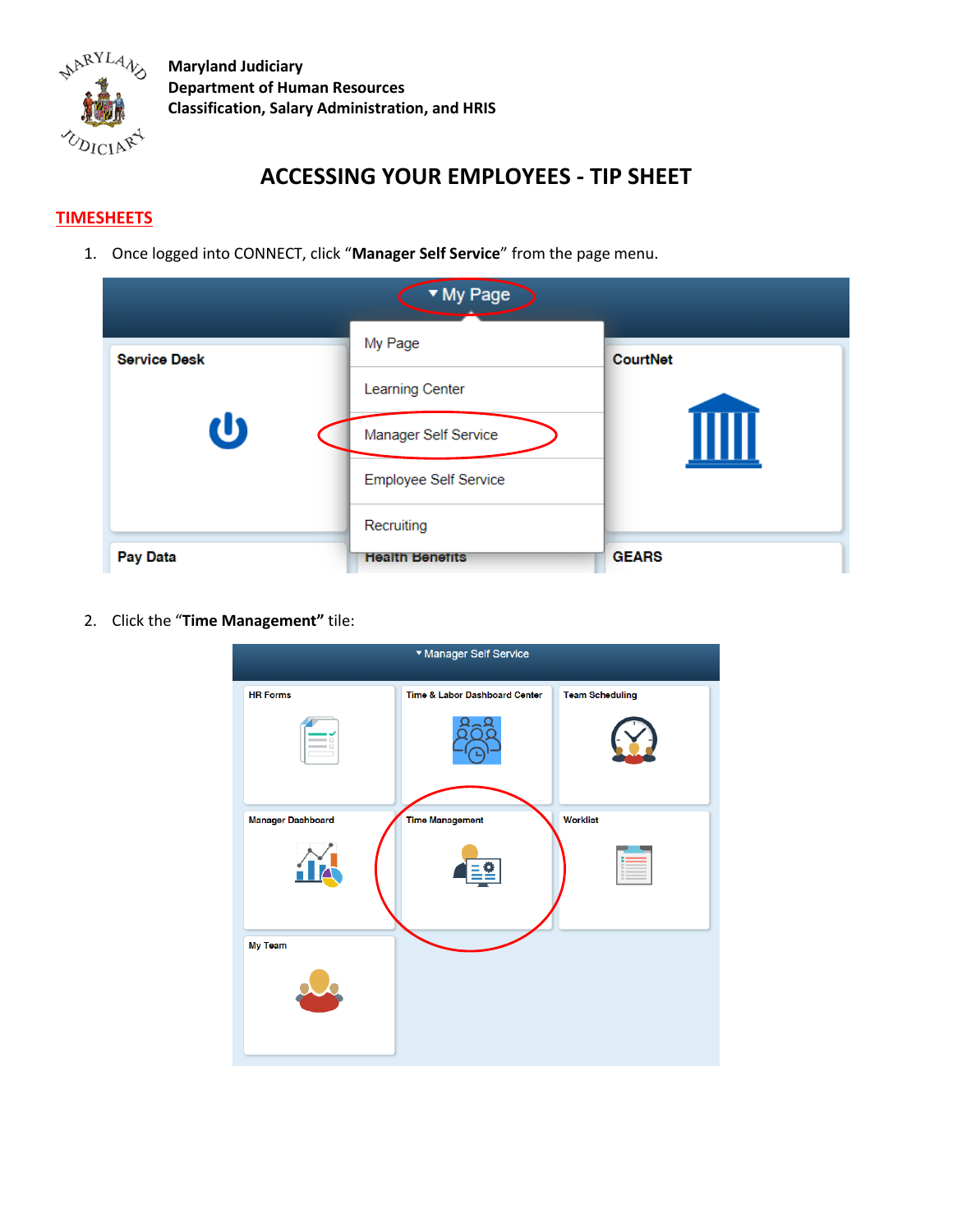**Maryland Judiciary**
**Department of Human Resources**
**Classification, Salary Administration, and HRIS**

# ACCESSING YOUR EMPLOYEES - TIP SHEET

## TIMESHEETS

1. Once logged into CONNECT, click "**Manager Self Service**" from the page menu.

2. Click the "**Time Management**" tile: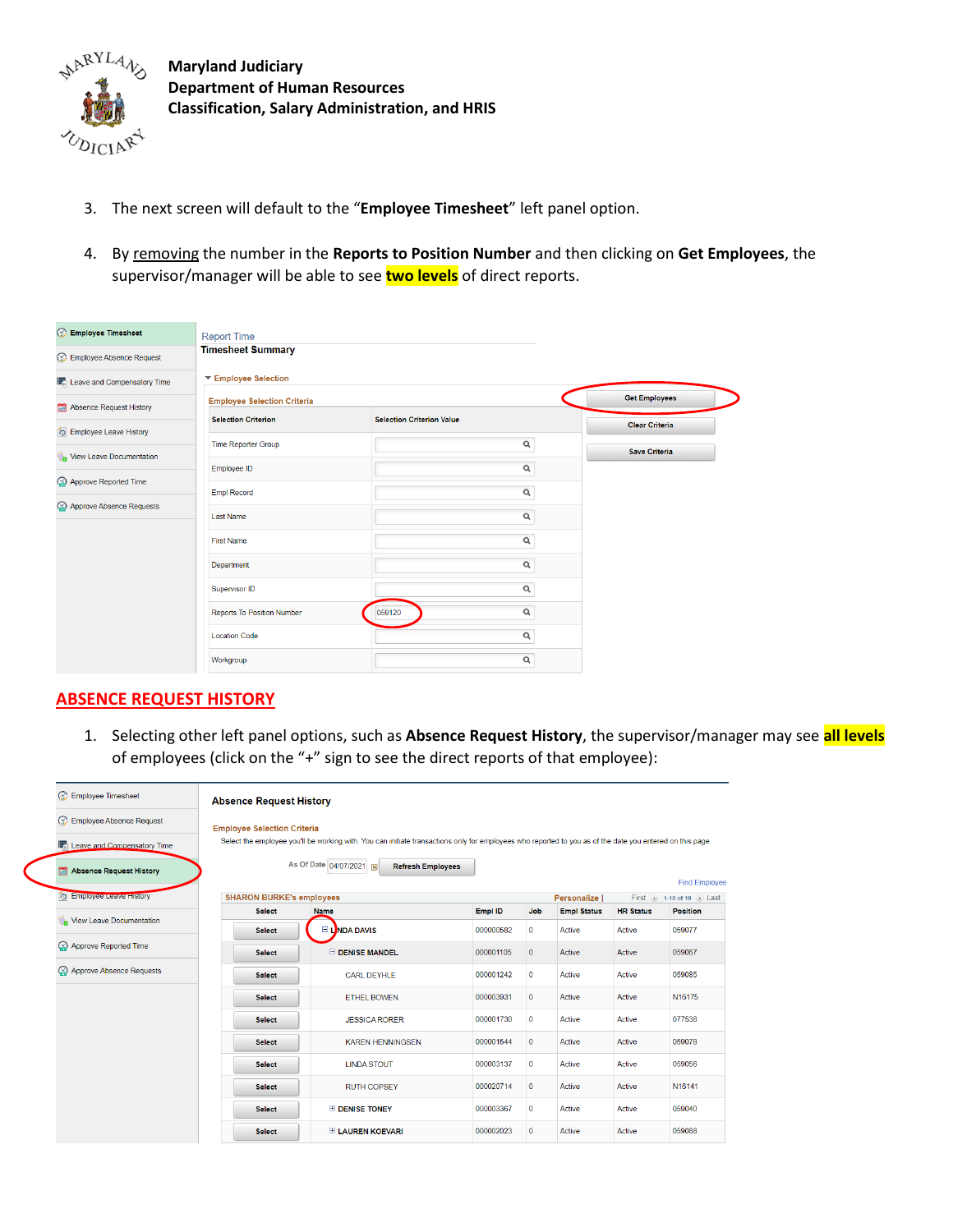**Maryland Judiciary**
**Department of Human Resources**
**Classification, Salary Administration, and HRIS**

3. The next screen will default to the "**Employee Timesheet**" left panel option.

4. By removing the number in the **Reports to Position Number** and then clicking on **Get Employees**, the supervisor/manager will be able to see **two levels** of direct reports.

Employee Timesheet
Employee Absence Request
Leave and Compensatory Time
Absence Request History
Employee Leave History
View Leave Documentation
Approve Reported Time
Approve Absence Requests

Report Time
**Timesheet Summary**

Employee Selection

Employee Selection Criteria

| Selection Criterion | Selection Criterion Value |
|---|---|
| Time Reporter Group | |
| Employee ID | |
| Empl Record | |
| Last Name | |
| First Name | |
| Department | |
| Supervisor ID | |
| Reports To Position Number | 059120 |
| Location Code | |
| Workgroup | |

Get Employees
Clear Criteria
Save Criteria

## ABSENCE REQUEST HISTORY

1. Selecting other left panel options, such as **Absence Request History**, the supervisor/manager may see **all levels** of employees (click on the "+" sign to see the direct reports of that employee):

Employee Timesheet
Employee Absence Request
Leave and Compensatory Time
Absence Request History
Employee Leave History
View Leave Documentation
Approve Reported Time
Approve Absence Requests

**Absence Request History**

Employee Selection Criteria

Select the employee you'll be working with. You can initiate transactions only for employees who reported to you as of the date you entered on this page.

As Of Date 04/07/2021 Refresh Employees

Find Employee

SHARON BURKE's employees — Personalize | First 1-10 of 10 Last

| Select | Name | Empl ID | Job | Empl Status | HR Status | Position |
|---|---|---|---|---|---|---|
| Select | ⊟ LINDA DAVIS | 000000582 | 0 | Active | Active | 059077 |
| Select | ⊟ DENISE MANDEL | 000001105 | 0 | Active | Active | 059067 |
| Select | CARL DEYHLE | 000001242 | 0 | Active | Active | 059085 |
| Select | ETHEL BOWEN | 000003931 | 0 | Active | Active | N16175 |
| Select | JESSICA RORER | 000001730 | 0 | Active | Active | 077538 |
| Select | KAREN HENNINGSEN | 000001544 | 0 | Active | Active | 059078 |
| Select | LINDA STOUT | 000003137 | 0 | Active | Active | 059056 |
| Select | RUTH COPSEY | 000020714 | 0 | Active | Active | N16141 |
| Select | ⊞ DENISE TONEY | 000003367 | 0 | Active | Active | 059040 |
| Select | ⊞ LAUREN KOEVARI | 000002023 | 0 | Active | Active | 059088 |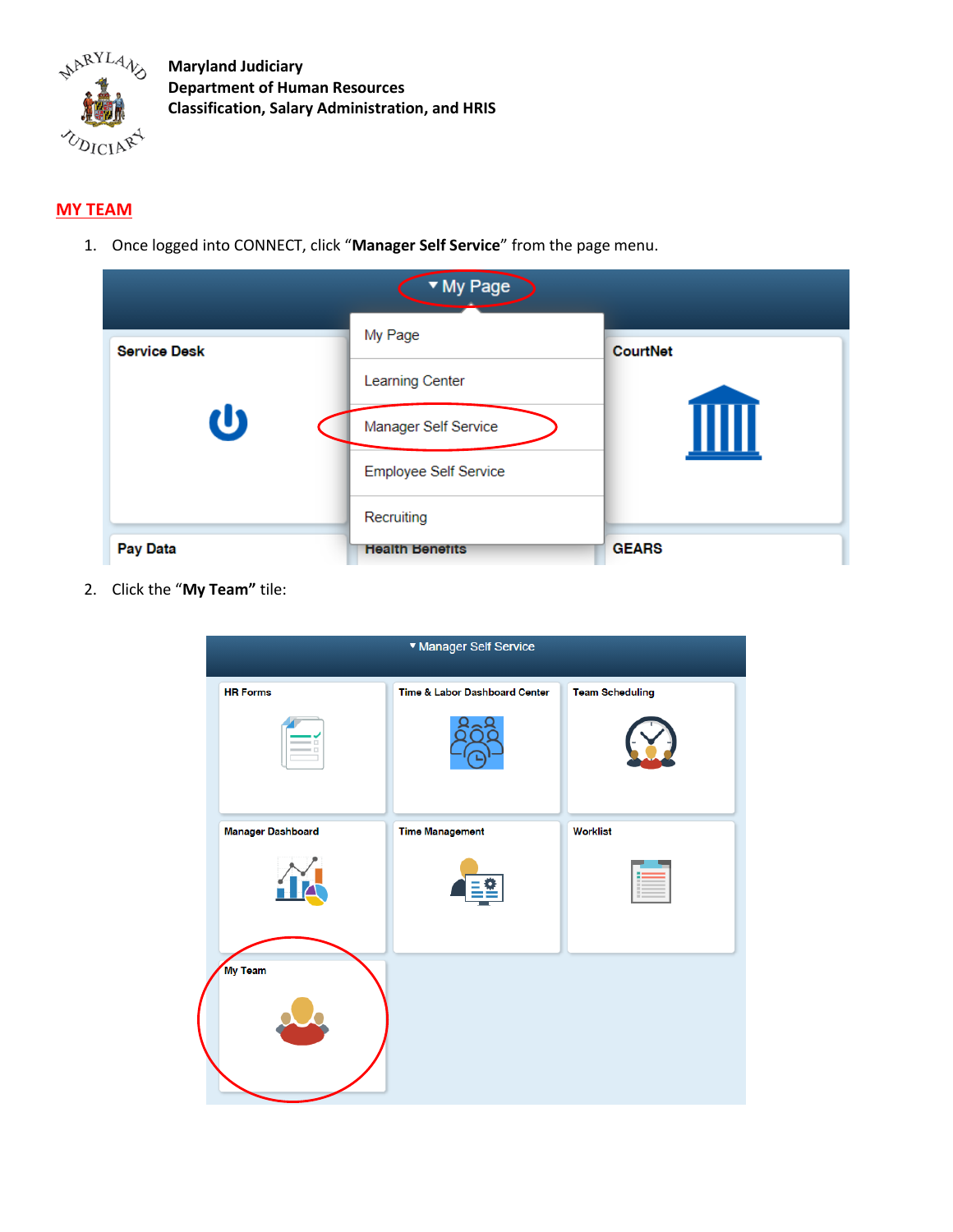**Maryland Judiciary**
**Department of Human Resources**
**Classification, Salary Administration, and HRIS**

## MY TEAM

1. Once logged into CONNECT, click "**Manager Self Service**" from the page menu.

2. Click the "**My Team**" tile: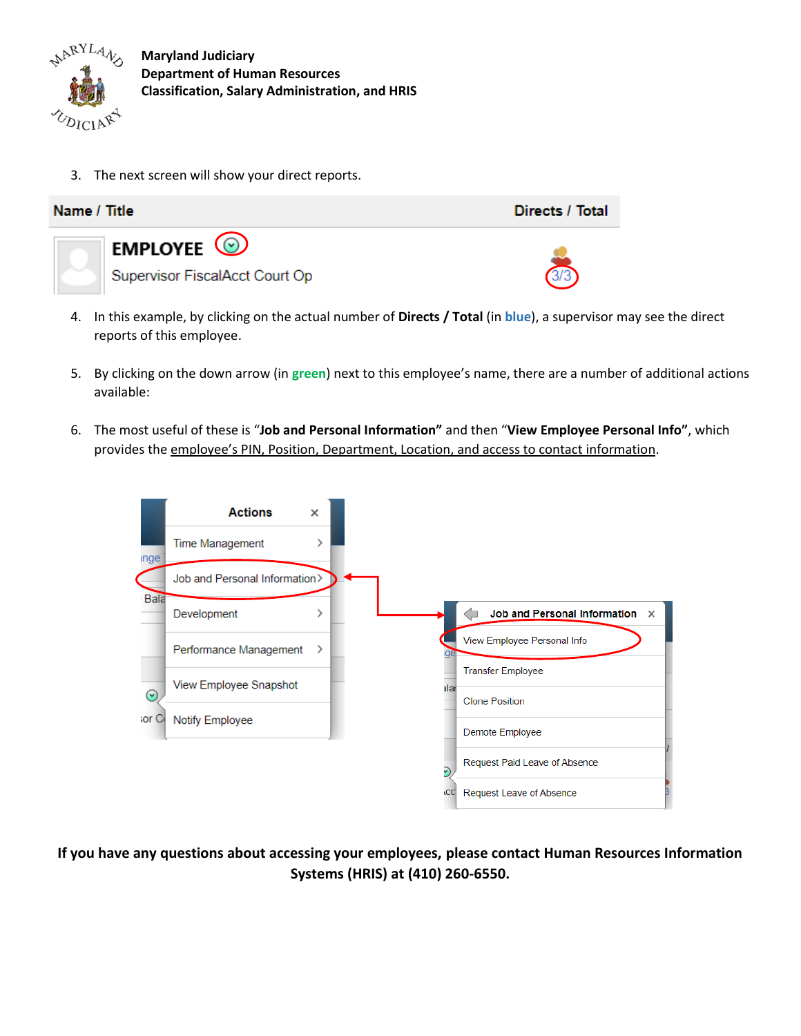**Maryland Judiciary**
**Department of Human Resources**
**Classification, Salary Administration, and HRIS**

3. The next screen will show your direct reports.

| Name / Title | Directs / Total |
|---|---|
| **EMPLOYEE** Supervisor FiscalAcct Court Op | 3/3 |

4. In this example, by clicking on the actual number of **Directs / Total** (in **blue**), a supervisor may see the direct reports of this employee.

5. By clicking on the down arrow (in **green**) next to this employee's name, there are a number of additional actions available:

6. The most useful of these is "**Job and Personal Information"** and then "**View Employee Personal Info"**, which provides the employee's PIN, Position, Department, Location, and access to contact information.

Actions
Time Management
Job and Personal Information
Development
Performance Management
View Employee Snapshot
Notify Employee

Job and Personal Information
View Employee Personal Info
Transfer Employee
Clone Position
Demote Employee
Request Paid Leave of Absence
Request Leave of Absence

**If you have any questions about accessing your employees, please contact Human Resources Information Systems (HRIS) at (410) 260-6550.**